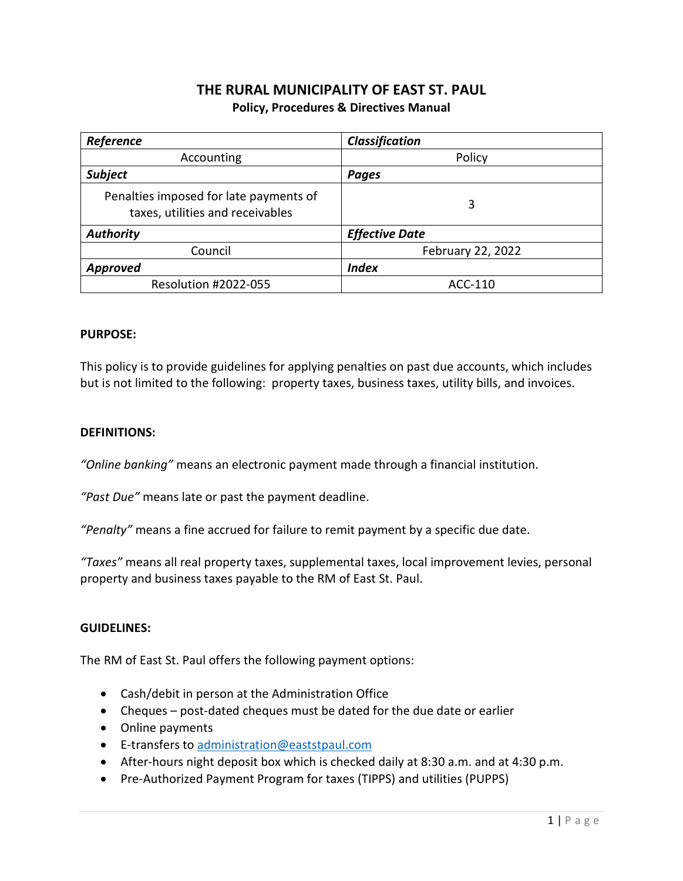# THE RURAL MUNICIPALITY OF EAST ST. PAUL

**Policy, Procedures & Directives Manual**

| ***Reference*** | ***Classification*** |
|---|---|
| Accounting | Policy |
| ***Subject*** | ***Pages*** |
| Penalties imposed for late payments of taxes, utilities and receivables | 3 |
| ***Authority*** | ***Effective Date*** |
| Council | February 22, 2022 |
| ***Approved*** | ***Index*** |
| Resolution #2022-055 | ACC-110 |

**PURPOSE:**

This policy is to provide guidelines for applying penalties on past due accounts, which includes but is not limited to the following: property taxes, business taxes, utility bills, and invoices.

**DEFINITIONS:**

*"Online banking"* means an electronic payment made through a financial institution.

*"Past Due"* means late or past the payment deadline.

*"Penalty"* means a fine accrued for failure to remit payment by a specific due date.

*"Taxes"* means all real property taxes, supplemental taxes, local improvement levies, personal property and business taxes payable to the RM of East St. Paul.

**GUIDELINES:**

The RM of East St. Paul offers the following payment options:

- Cash/debit in person at the Administration Office
- Cheques – post-dated cheques must be dated for the due date or earlier
- Online payments
- E-transfers to administration@eaststpaul.com
- After-hours night deposit box which is checked daily at 8:30 a.m. and at 4:30 p.m.
- Pre-Authorized Payment Program for taxes (TIPPS) and utilities (PUPPS)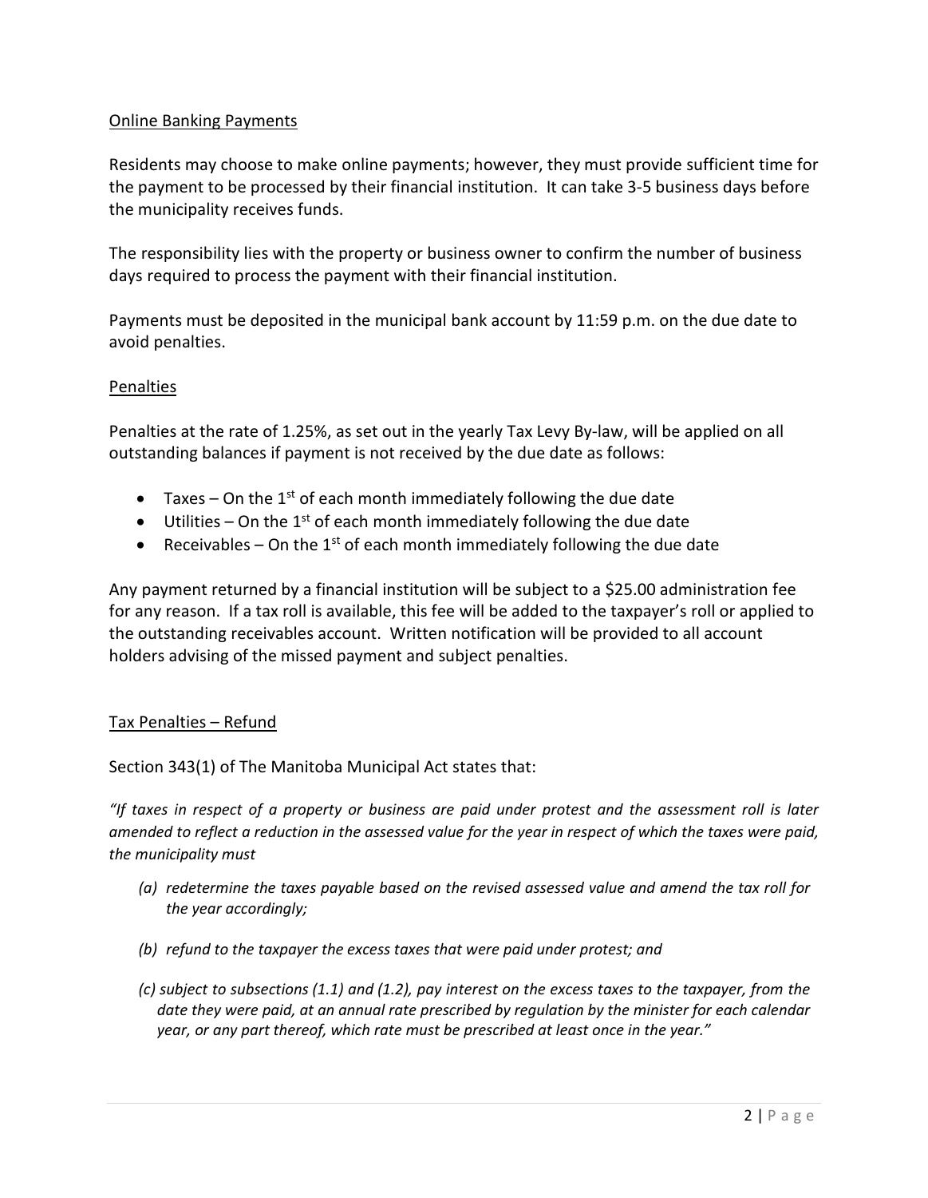## Online Banking Payments

Residents may choose to make online payments; however, they must provide sufficient time for the payment to be processed by their financial institution. It can take 3-5 business days before the municipality receives funds.

The responsibility lies with the property or business owner to confirm the number of business days required to process the payment with their financial institution.

Payments must be deposited in the municipal bank account by 11:59 p.m. on the due date to avoid penalties.

## Penalties

Penalties at the rate of 1.25%, as set out in the yearly Tax Levy By-law, will be applied on all outstanding balances if payment is not received by the due date as follows:

- Taxes – On the 1st of each month immediately following the due date
- Utilities – On the 1st of each month immediately following the due date
- Receivables – On the 1st of each month immediately following the due date

Any payment returned by a financial institution will be subject to a $25.00 administration fee for any reason. If a tax roll is available, this fee will be added to the taxpayer's roll or applied to the outstanding receivables account. Written notification will be provided to all account holders advising of the missed payment and subject penalties.

## Tax Penalties – Refund

Section 343(1) of The Manitoba Municipal Act states that:

*"If taxes in respect of a property or business are paid under protest and the assessment roll is later amended to reflect a reduction in the assessed value for the year in respect of which the taxes were paid, the municipality must*

- *(a) redetermine the taxes payable based on the revised assessed value and amend the tax roll for the year accordingly;*
- *(b) refund to the taxpayer the excess taxes that were paid under protest; and*
- *(c) subject to subsections (1.1) and (1.2), pay interest on the excess taxes to the taxpayer, from the date they were paid, at an annual rate prescribed by regulation by the minister for each calendar year, or any part thereof, which rate must be prescribed at least once in the year."*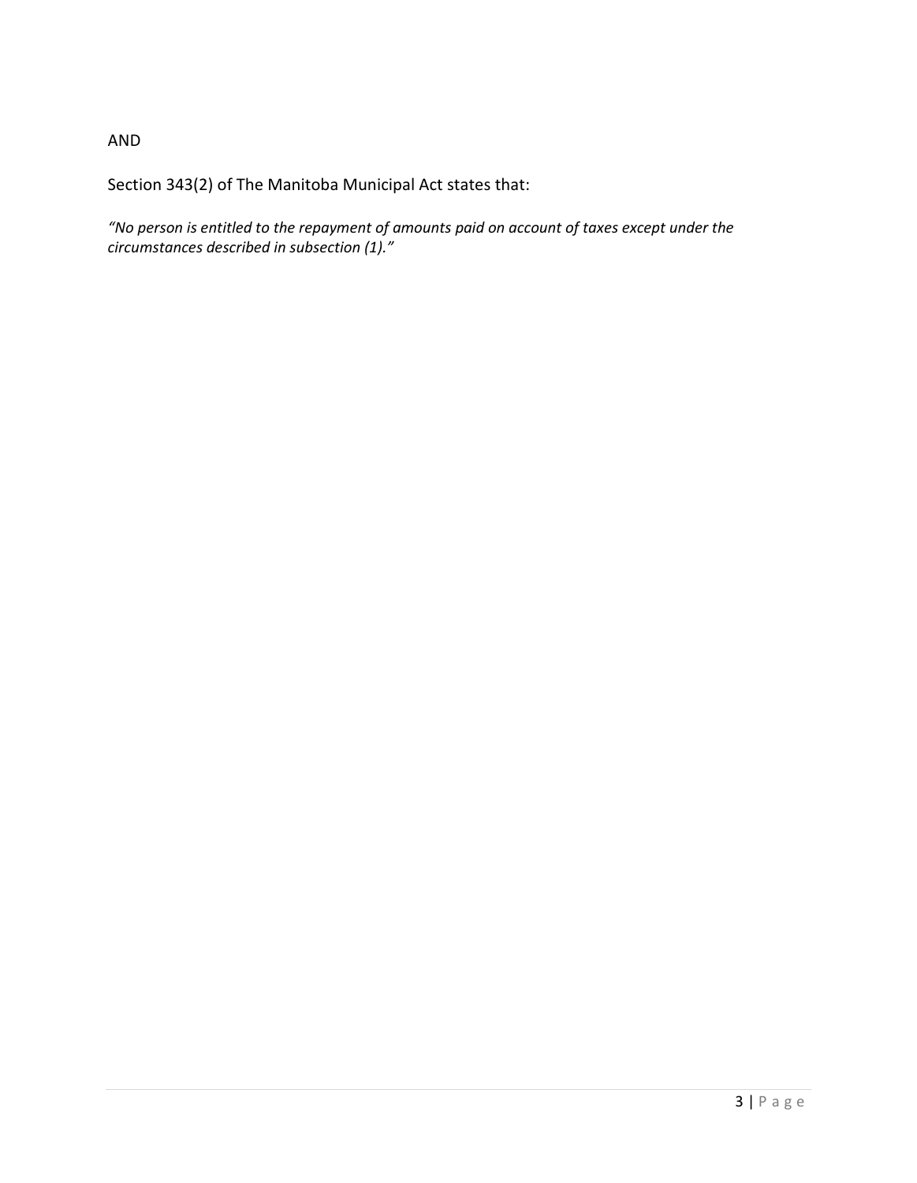AND

Section 343(2) of The Manitoba Municipal Act states that:

*"No person is entitled to the repayment of amounts paid on account of taxes except under the circumstances described in subsection (1)."*